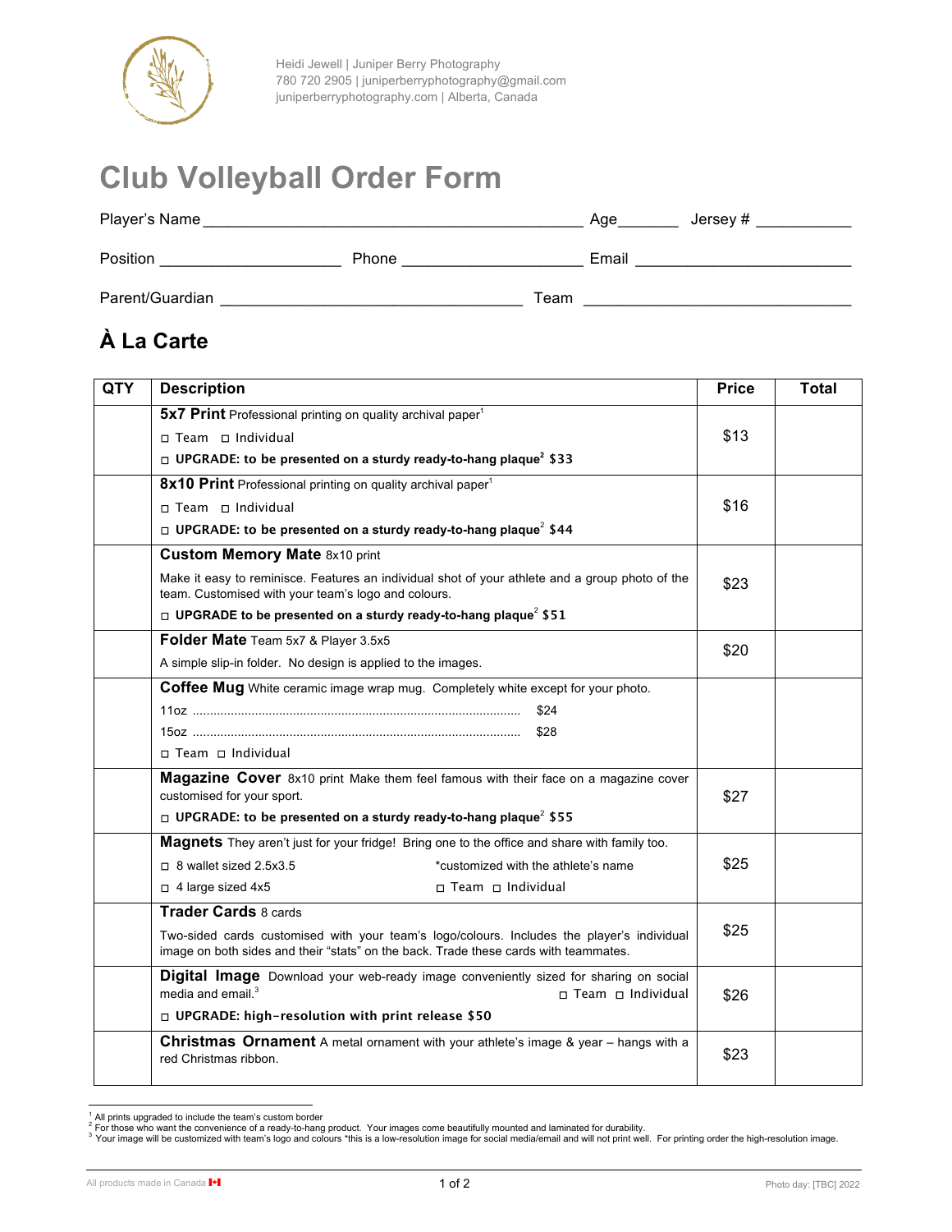Heidi Jewell | Juniper Berry Photography
780 720 2905 | juniperberryphotography@gmail.com
juniperberryphotography.com | Alberta, Canada

# Club Volleyball Order Form

Player's Name ____________________________________________ Age_______ Jersey # ___________

Position ____________________ Phone ____________________ Email ________________________

Parent/Guardian _________________________________ Team ______________________________

## À La Carte

| QTY | Description | Price | Total |
|---|---|---|---|
| | **5x7 Print** Professional printing on quality archival paper[1]<br>◻ Team ◻ Individual<br>◻ **UPGRADE: to be presented on a sturdy ready-to-hang plaque[2] $33** | $13 | |
| | **8x10 Print** Professional printing on quality archival paper[1]<br>◻ Team ◻ Individual<br>◻ **UPGRADE: to be presented on a sturdy ready-to-hang plaque[2] $44** | $16 | |
| | **Custom Memory Mate** 8x10 print<br>Make it easy to reminisce. Features an individual shot of your athlete and a group photo of the team. Customised with your team's logo and colours.<br>◻ **UPGRADE to be presented on a sturdy ready-to-hang plaque[2] $51** | $23 | |
| | **Folder Mate** Team 5x7 & Player 3.5x5<br>A simple slip-in folder. No design is applied to the images. | $20 | |
| | **Coffee Mug** White ceramic image wrap mug. Completely white except for your photo.<br>11oz ........ $24<br>15oz ........ $28<br>◻ Team ◻ Individual | | |
| | **Magazine Cover** 8x10 print Make them feel famous with their face on a magazine cover customised for your sport.<br>◻ **UPGRADE: to be presented on a sturdy ready-to-hang plaque[2] $55** | $27 | |
| | **Magnets** They aren't just for your fridge! Bring one to the office and share with family too.<br>◻ 8 wallet sized 2.5x3.5 — *customized with the athlete's name<br>◻ 4 large sized 4x5 — ◻ Team ◻ Individual | $25 | |
| | **Trader Cards** 8 cards<br>Two-sided cards customised with your team's logo/colours. Includes the player's individual image on both sides and their "stats" on the back. Trade these cards with teammates. | $25 | |
| | **Digital Image** Download your web-ready image conveniently sized for sharing on social media and email.[3] ◻ Team ◻ Individual<br>◻ **UPGRADE: high-resolution with print release $50** | $26 | |
| | **Christmas Ornament** A metal ornament with your athlete's image & year – hangs with a red Christmas ribbon. | $23 | |

[1] All prints upgraded to include the team's custom border
[2] For those who want the convenience of a ready-to-hang product. Your images come beautifully mounted and laminated for durability.
[3] Your image will be customized with team's logo and colours *this is a low-resolution image for social media/email and will not print well. For printing order the high-resolution image.

All products made in Canada

Photo day: [TBC] 2022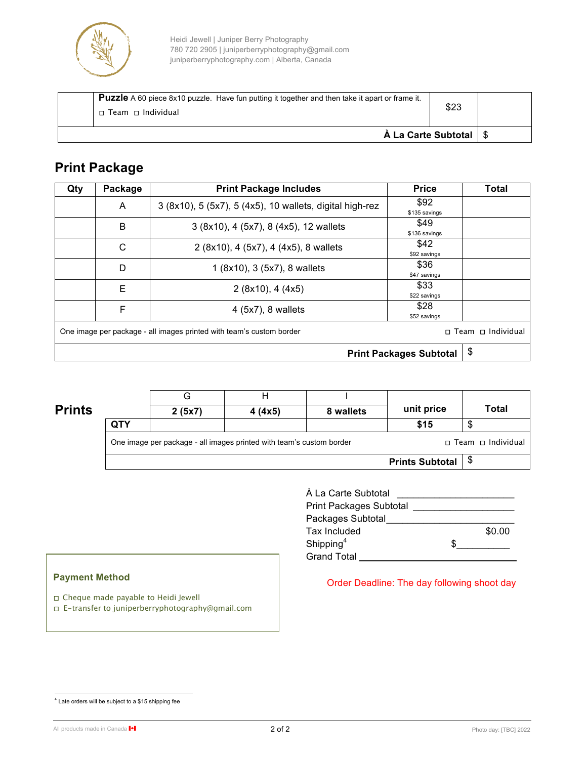Heidi Jewell | Juniper Berry Photography
780 720 2905 | juniperberryphotography@gmail.com
juniperberryphotography.com | Alberta, Canada

| | | | |
|---|---|---|---|
| | **Puzzle** A 60 piece 8x10 puzzle. Have fun putting it together and then take it apart or frame it. ◻ Team ◻ Individual | $23 | |
| | | **À La Carte Subtotal** | $ |

## Print Package

| Qty | Package | Print Package Includes | Price | Total |
|---|---|---|---|---|
| | A | 3 (8x10), 5 (5x7), 5 (4x5), 10 wallets, digital high-rez | $92 $135 savings | |
| | B | 3 (8x10), 4 (5x7), 8 (4x5), 12 wallets | $49 $136 savings | |
| | C | 2 (8x10), 4 (5x7), 4 (4x5), 8 wallets | $42 $92 savings | |
| | D | 1 (8x10), 3 (5x7), 8 wallets | $36 $47 savings | |
| | E | 2 (8x10), 4 (4x5) | $33 $22 savings | |
| | F | 4 (5x7), 8 wallets | $28 $52 savings | |
| One image per package - all images printed with team's custom border | | | ◻ Team ◻ Individual | |
| | | | **Print Packages Subtotal** | $ |

## Prints

| | G | H | I | | |
|---|---|---|---|---|---|
| | **2 (5x7)** | **4 (4x5)** | **8 wallets** | **unit price** | **Total** |
| **QTY** | | | | **$15** | $ |
| One image per package - all images printed with team's custom border | | | | ◻ Team ◻ Individual | |
| | | | | **Prints Subtotal** | $ |

À La Carte Subtotal ______________________
Print Packages Subtotal ___________________
Packages Subtotal_________________________
Tax Included $0.00
Shipping[4] $__________
Grand Total ___________________________

Order Deadline: The day following shoot day

**Payment Method**

- ◻ Cheque made payable to Heidi Jewell
- ◻ E-transfer to juniperberryphotography@gmail.com

[4] Late orders will be subject to a $15 shipping fee

All products made in Canada

Photo day: [TBC] 2022